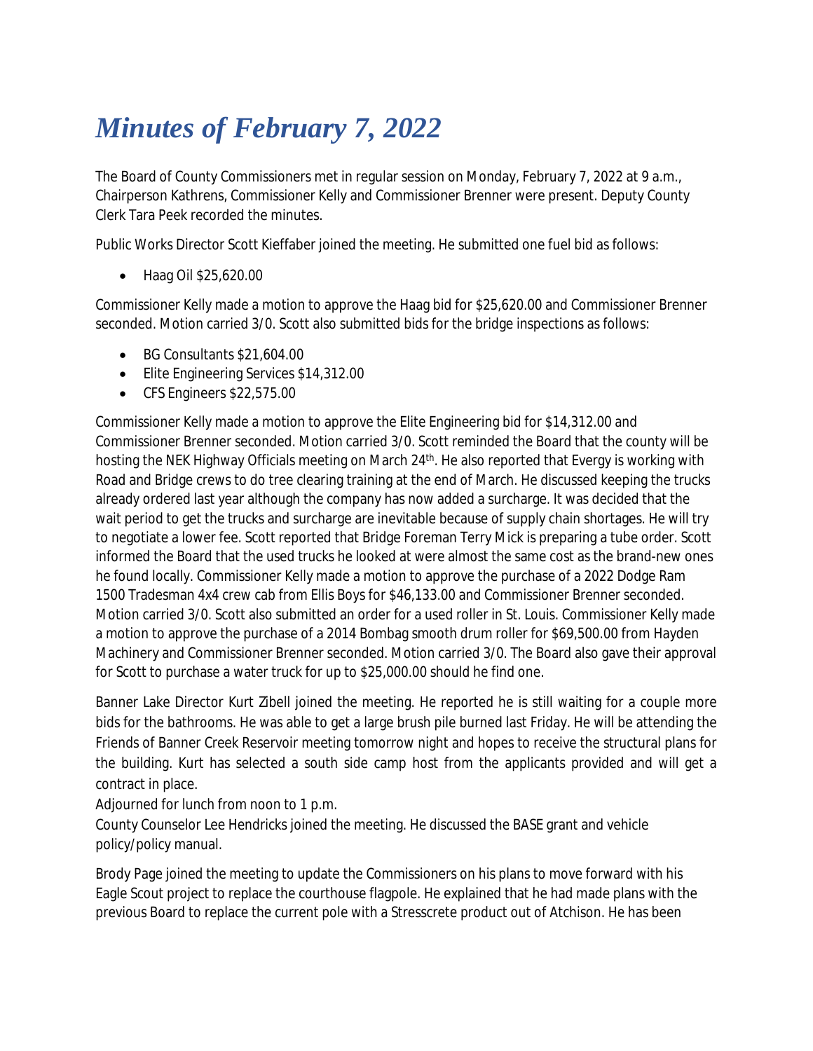# *Minutes of February 7, 2022*

The Board of County Commissioners met in regular session on Monday, February 7, 2022 at 9 a.m., Chairperson Kathrens, Commissioner Kelly and Commissioner Brenner were present. Deputy County Clerk Tara Peek recorded the minutes.

Public Works Director Scott Kieffaber joined the meeting. He submitted one fuel bid as follows:

- Haag Oil $25,620.00

Commissioner Kelly made a motion to approve the Haag bid for $25,620.00 and Commissioner Brenner seconded. Motion carried 3/0. Scott also submitted bids for the bridge inspections as follows:

- BG Consultants $21,604.00
- Elite Engineering Services $14,312.00
- CFS Engineers $22,575.00

Commissioner Kelly made a motion to approve the Elite Engineering bid for $14,312.00 and Commissioner Brenner seconded. Motion carried 3/0. Scott reminded the Board that the county will be hosting the NEK Highway Officials meeting on March 24th. He also reported that Evergy is working with Road and Bridge crews to do tree clearing training at the end of March. He discussed keeping the trucks already ordered last year although the company has now added a surcharge. It was decided that the wait period to get the trucks and surcharge are inevitable because of supply chain shortages. He will try to negotiate a lower fee. Scott reported that Bridge Foreman Terry Mick is preparing a tube order. Scott informed the Board that the used trucks he looked at were almost the same cost as the brand-new ones he found locally. Commissioner Kelly made a motion to approve the purchase of a 2022 Dodge Ram 1500 Tradesman 4x4 crew cab from Ellis Boys for $46,133.00 and Commissioner Brenner seconded. Motion carried 3/0. Scott also submitted an order for a used roller in St. Louis. Commissioner Kelly made a motion to approve the purchase of a 2014 Bombag smooth drum roller for $69,500.00 from Hayden Machinery and Commissioner Brenner seconded. Motion carried 3/0. The Board also gave their approval for Scott to purchase a water truck for up to $25,000.00 should he find one.

Banner Lake Director Kurt Zibell joined the meeting. He reported he is still waiting for a couple more bids for the bathrooms. He was able to get a large brush pile burned last Friday. He will be attending the Friends of Banner Creek Reservoir meeting tomorrow night and hopes to receive the structural plans for the building. Kurt has selected a south side camp host from the applicants provided and will get a contract in place.

Adjourned for lunch from noon to 1 p.m.

County Counselor Lee Hendricks joined the meeting. He discussed the BASE grant and vehicle policy/policy manual.

Brody Page joined the meeting to update the Commissioners on his plans to move forward with his Eagle Scout project to replace the courthouse flagpole. He explained that he had made plans with the previous Board to replace the current pole with a Stresscrete product out of Atchison. He has been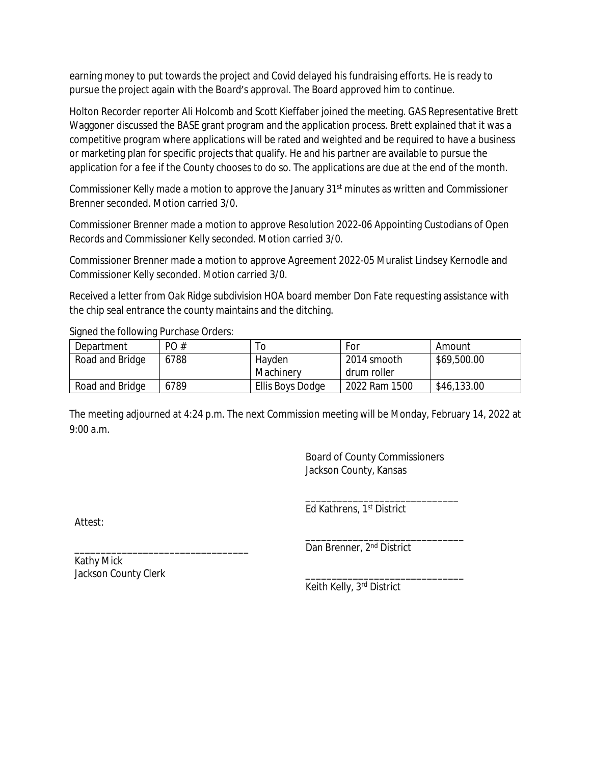earning money to put towards the project and Covid delayed his fundraising efforts. He is ready to pursue the project again with the Board's approval. The Board approved him to continue.

Holton Recorder reporter Ali Holcomb and Scott Kieffaber joined the meeting. GAS Representative Brett Waggoner discussed the BASE grant program and the application process. Brett explained that it was a competitive program where applications will be rated and weighted and be required to have a business or marketing plan for specific projects that qualify. He and his partner are available to pursue the application for a fee if the County chooses to do so. The applications are due at the end of the month.

Commissioner Kelly made a motion to approve the January 31st minutes as written and Commissioner Brenner seconded. Motion carried 3/0.

Commissioner Brenner made a motion to approve Resolution 2022-06 Appointing Custodians of Open Records and Commissioner Kelly seconded. Motion carried 3/0.

Commissioner Brenner made a motion to approve Agreement 2022-05 Muralist Lindsey Kernodle and Commissioner Kelly seconded. Motion carried 3/0.

Received a letter from Oak Ridge subdivision HOA board member Don Fate requesting assistance with the chip seal entrance the county maintains and the ditching.

Signed the following Purchase Orders:

| Department | PO # | To | For | Amount |
|---|---|---|---|---|
| Road and Bridge | 6788 | Hayden Machinery | 2014 smooth drum roller | $69,500.00 |
| Road and Bridge | 6789 | Ellis Boys Dodge | 2022 Ram 1500 | $46,133.00 |

The meeting adjourned at 4:24 p.m. The next Commission meeting will be Monday, February 14, 2022 at 9:00 a.m.

Board of County Commissioners
Jackson County, Kansas

_____________________________
Ed Kathrens, 1st District

_____________________________
Dan Brenner, 2nd District

_____________________________
Keith Kelly, 3rd District

Attest:

_________________________________
Kathy Mick
Jackson County Clerk